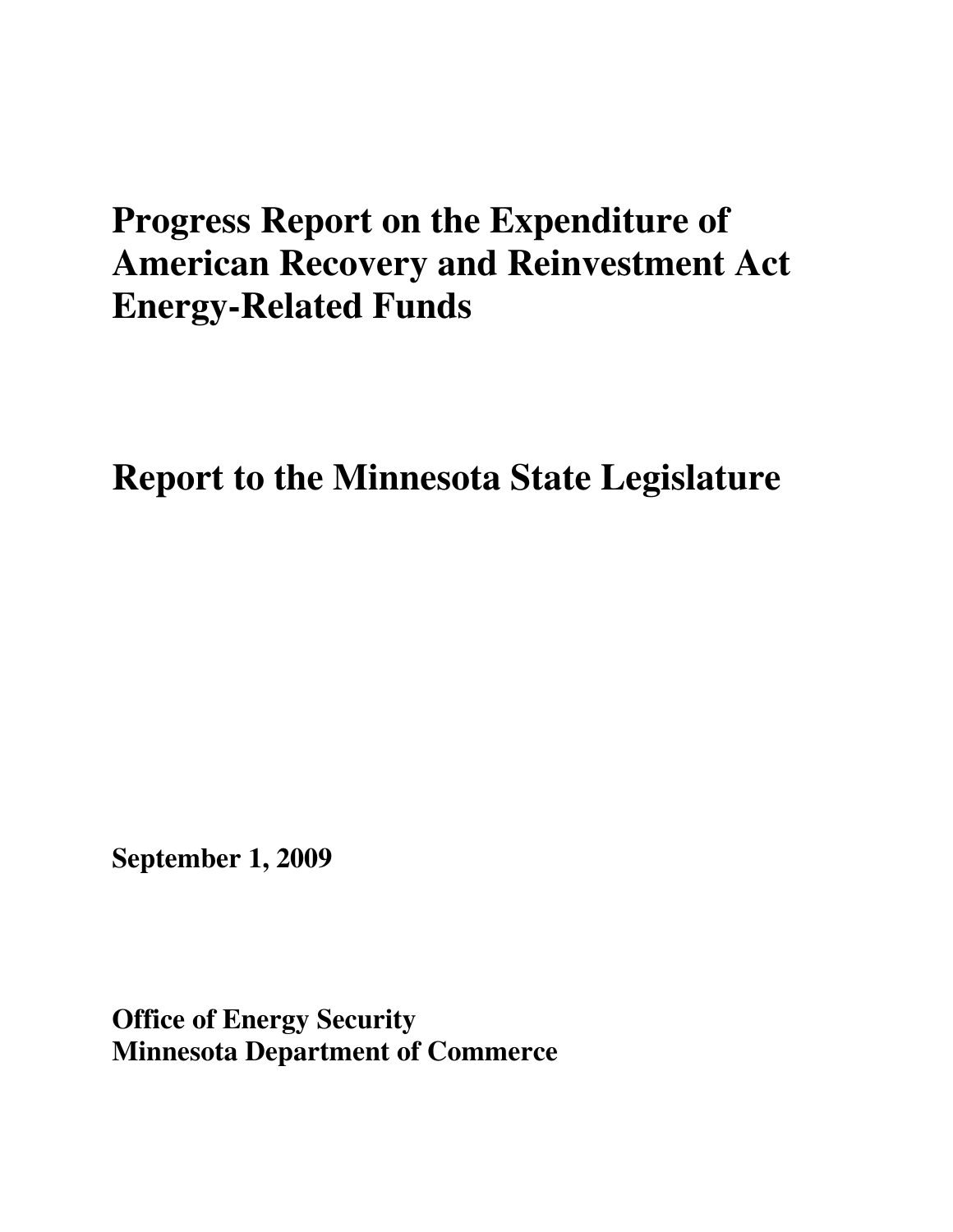# Progress Report on the Expenditure of American Recovery and Reinvestment Act Energy-Related Funds

# Report to the Minnesota State Legislature

**September 1, 2009**

**Office of Energy Security**
**Minnesota Department of Commerce**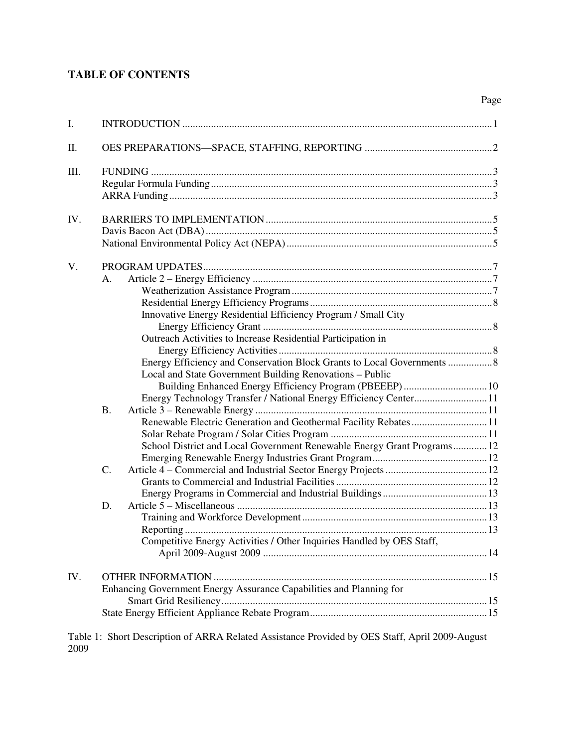# TABLE OF CONTENTS

| | | Page |
|---|---|---|
| I. | INTRODUCTION | 1 |
| II. | OES PREPARATIONS—SPACE, STAFFING, REPORTING | 2 |
| III. | FUNDING | 3 |
| | Regular Formula Funding | 3 |
| | ARRA Funding | 3 |
| IV. | BARRIERS TO IMPLEMENTATION | 5 |
| | Davis Bacon Act (DBA) | 5 |
| | National Environmental Policy Act (NEPA) | 5 |
| V. | PROGRAM UPDATES | 7 |
| | A. Article 2 – Energy Efficiency | 7 |
| | Weatherization Assistance Program | 7 |
| | Residential Energy Efficiency Programs | 8 |
| | Innovative Energy Residential Efficiency Program / Small City Energy Efficiency Grant | 8 |
| | Outreach Activities to Increase Residential Participation in Energy Efficiency Activities | 8 |
| | Energy Efficiency and Conservation Block Grants to Local Governments | 8 |
| | Local and State Government Building Renovations – Public Building Enhanced Energy Efficiency Program (PBEEEP) | 10 |
| | Energy Technology Transfer / National Energy Efficiency Center | 11 |
| | B. Article 3 – Renewable Energy | 11 |
| | Renewable Electric Generation and Geothermal Facility Rebates | 11 |
| | Solar Rebate Program / Solar Cities Program | 11 |
| | School District and Local Government Renewable Energy Grant Programs | 12 |
| | Emerging Renewable Energy Industries Grant Program | 12 |
| | C. Article 4 – Commercial and Industrial Sector Energy Projects | 12 |
| | Grants to Commercial and Industrial Facilities | 12 |
| | Energy Programs in Commercial and Industrial Buildings | 13 |
| | D. Article 5 – Miscellaneous | 13 |
| | Training and Workforce Development | 13 |
| | Reporting | 13 |
| | Competitive Energy Activities / Other Inquiries Handled by OES Staff, April 2009-August 2009 | 14 |
| IV. | OTHER INFORMATION | 15 |
| | Enhancing Government Energy Assurance Capabilities and Planning for Smart Grid Resiliency | 15 |
| | State Energy Efficient Appliance Rebate Program | 15 |

Table 1: Short Description of ARRA Related Assistance Provided by OES Staff, April 2009-August 2009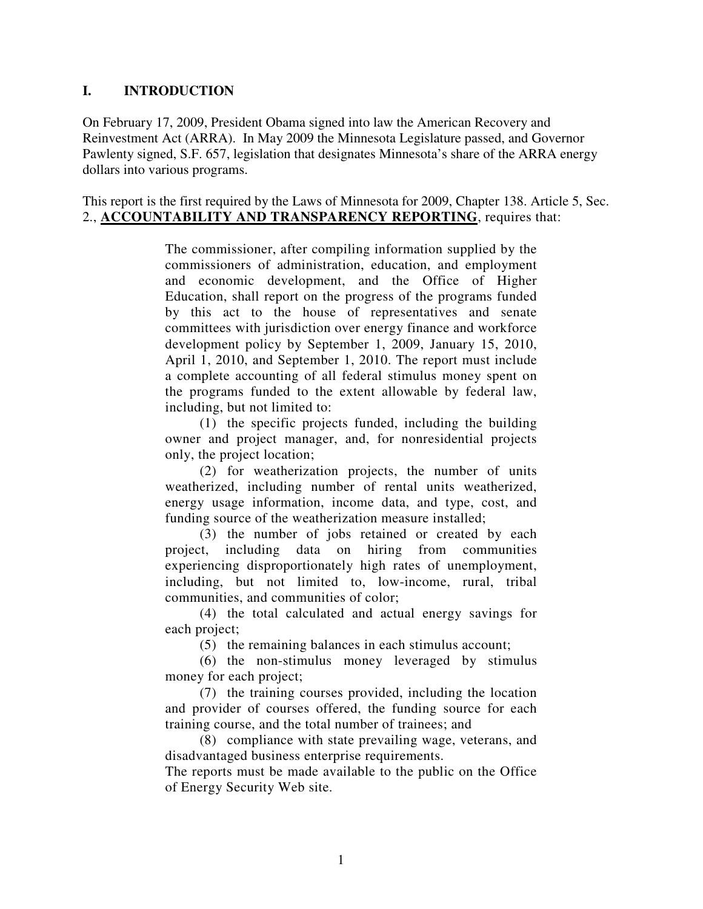## I. INTRODUCTION

On February 17, 2009, President Obama signed into law the American Recovery and Reinvestment Act (ARRA). In May 2009 the Minnesota Legislature passed, and Governor Pawlenty signed, S.F. 657, legislation that designates Minnesota's share of the ARRA energy dollars into various programs.

This report is the first required by the Laws of Minnesota for 2009, Chapter 138. Article 5, Sec. 2., **ACCOUNTABILITY AND TRANSPARENCY REPORTING**, requires that:

> The commissioner, after compiling information supplied by the commissioners of administration, education, and employment and economic development, and the Office of Higher Education, shall report on the progress of the programs funded by this act to the house of representatives and senate committees with jurisdiction over energy finance and workforce development policy by September 1, 2009, January 15, 2010, April 1, 2010, and September 1, 2010. The report must include a complete accounting of all federal stimulus money spent on the programs funded to the extent allowable by federal law, including, but not limited to:
>
> (1) the specific projects funded, including the building owner and project manager, and, for nonresidential projects only, the project location;
>
> (2) for weatherization projects, the number of units weatherized, including number of rental units weatherized, energy usage information, income data, and type, cost, and funding source of the weatherization measure installed;
>
> (3) the number of jobs retained or created by each project, including data on hiring from communities experiencing disproportionately high rates of unemployment, including, but not limited to, low-income, rural, tribal communities, and communities of color;
>
> (4) the total calculated and actual energy savings for each project;
>
> (5) the remaining balances in each stimulus account;
>
> (6) the non-stimulus money leveraged by stimulus money for each project;
>
> (7) the training courses provided, including the location and provider of courses offered, the funding source for each training course, and the total number of trainees; and
>
> (8) compliance with state prevailing wage, veterans, and disadvantaged business enterprise requirements.
>
> The reports must be made available to the public on the Office of Energy Security Web site.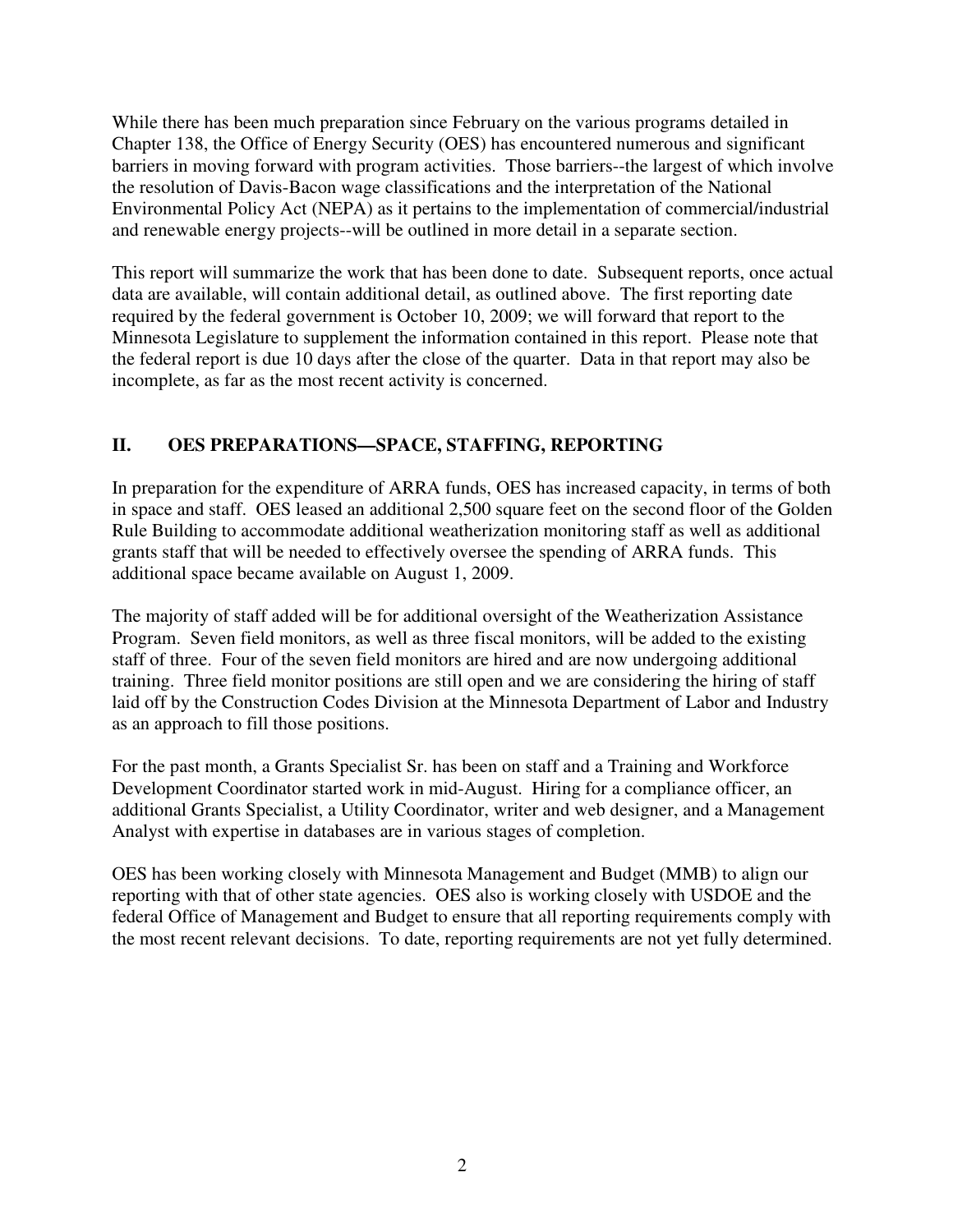While there has been much preparation since February on the various programs detailed in Chapter 138, the Office of Energy Security (OES) has encountered numerous and significant barriers in moving forward with program activities. Those barriers--the largest of which involve the resolution of Davis-Bacon wage classifications and the interpretation of the National Environmental Policy Act (NEPA) as it pertains to the implementation of commercial/industrial and renewable energy projects--will be outlined in more detail in a separate section.

This report will summarize the work that has been done to date. Subsequent reports, once actual data are available, will contain additional detail, as outlined above. The first reporting date required by the federal government is October 10, 2009; we will forward that report to the Minnesota Legislature to supplement the information contained in this report. Please note that the federal report is due 10 days after the close of the quarter. Data in that report may also be incomplete, as far as the most recent activity is concerned.

## II. OES PREPARATIONS—SPACE, STAFFING, REPORTING

In preparation for the expenditure of ARRA funds, OES has increased capacity, in terms of both in space and staff. OES leased an additional 2,500 square feet on the second floor of the Golden Rule Building to accommodate additional weatherization monitoring staff as well as additional grants staff that will be needed to effectively oversee the spending of ARRA funds. This additional space became available on August 1, 2009.

The majority of staff added will be for additional oversight of the Weatherization Assistance Program. Seven field monitors, as well as three fiscal monitors, will be added to the existing staff of three. Four of the seven field monitors are hired and are now undergoing additional training. Three field monitor positions are still open and we are considering the hiring of staff laid off by the Construction Codes Division at the Minnesota Department of Labor and Industry as an approach to fill those positions.

For the past month, a Grants Specialist Sr. has been on staff and a Training and Workforce Development Coordinator started work in mid-August. Hiring for a compliance officer, an additional Grants Specialist, a Utility Coordinator, writer and web designer, and a Management Analyst with expertise in databases are in various stages of completion.

OES has been working closely with Minnesota Management and Budget (MMB) to align our reporting with that of other state agencies. OES also is working closely with USDOE and the federal Office of Management and Budget to ensure that all reporting requirements comply with the most recent relevant decisions. To date, reporting requirements are not yet fully determined.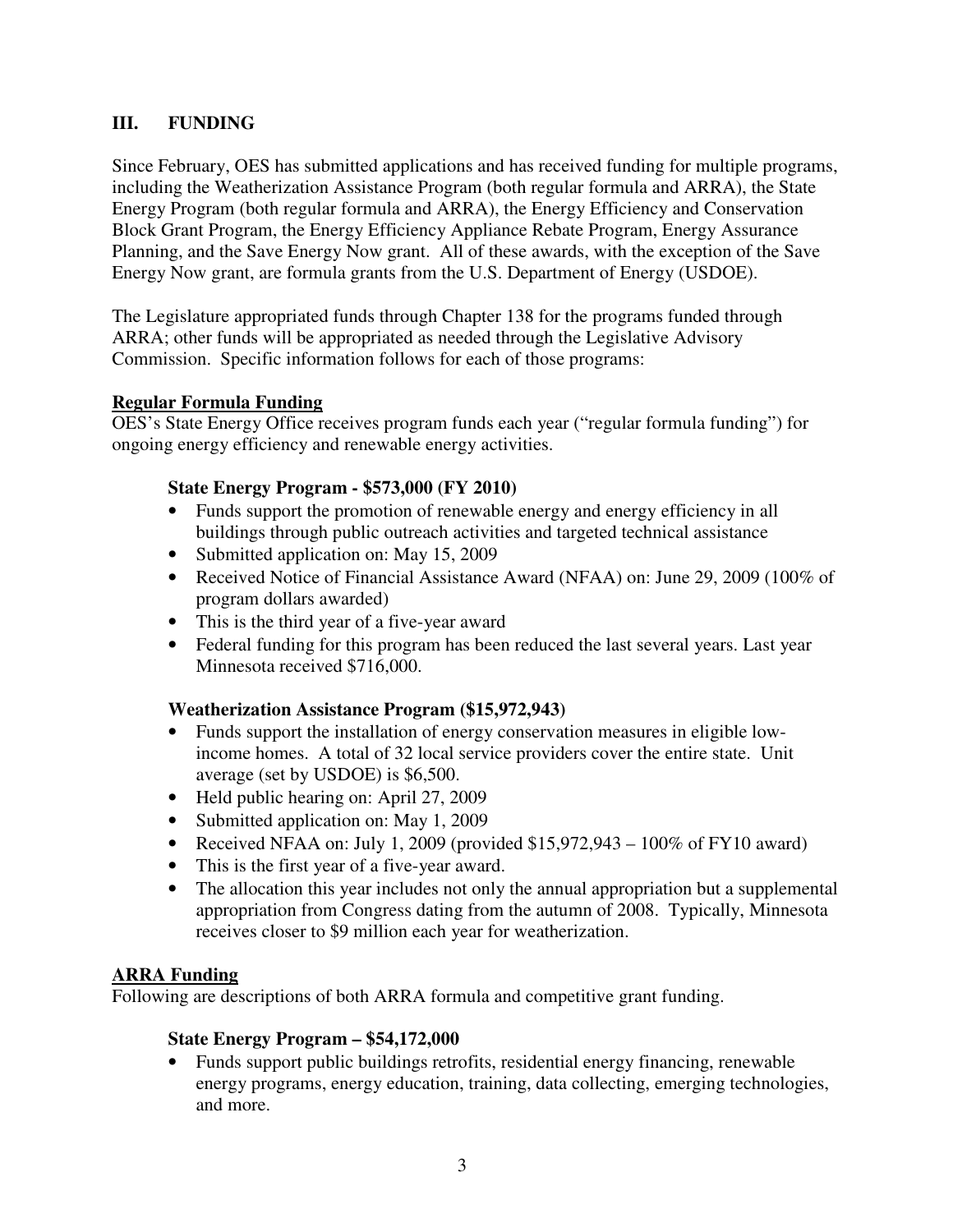## III. FUNDING

Since February, OES has submitted applications and has received funding for multiple programs, including the Weatherization Assistance Program (both regular formula and ARRA), the State Energy Program (both regular formula and ARRA), the Energy Efficiency and Conservation Block Grant Program, the Energy Efficiency Appliance Rebate Program, Energy Assurance Planning, and the Save Energy Now grant. All of these awards, with the exception of the Save Energy Now grant, are formula grants from the U.S. Department of Energy (USDOE).

The Legislature appropriated funds through Chapter 138 for the programs funded through ARRA; other funds will be appropriated as needed through the Legislative Advisory Commission. Specific information follows for each of those programs:

### Regular Formula Funding

OES's State Energy Office receives program funds each year ("regular formula funding") for ongoing energy efficiency and renewable energy activities.

#### State Energy Program - $573,000 (FY 2010)

- Funds support the promotion of renewable energy and energy efficiency in all buildings through public outreach activities and targeted technical assistance
- Submitted application on: May 15, 2009
- Received Notice of Financial Assistance Award (NFAA) on: June 29, 2009 (100% of program dollars awarded)
- This is the third year of a five-year award
- Federal funding for this program has been reduced the last several years. Last year Minnesota received $716,000.

#### Weatherization Assistance Program ($15,972,943)

- Funds support the installation of energy conservation measures in eligible low-income homes. A total of 32 local service providers cover the entire state. Unit average (set by USDOE) is $6,500.
- Held public hearing on: April 27, 2009
- Submitted application on: May 1, 2009
- Received NFAA on: July 1, 2009 (provided $15,972,943 – 100% of FY10 award)
- This is the first year of a five-year award.
- The allocation this year includes not only the annual appropriation but a supplemental appropriation from Congress dating from the autumn of 2008. Typically, Minnesota receives closer to $9 million each year for weatherization.

### ARRA Funding

Following are descriptions of both ARRA formula and competitive grant funding.

#### State Energy Program – $54,172,000

- Funds support public buildings retrofits, residential energy financing, renewable energy programs, energy education, training, data collecting, emerging technologies, and more.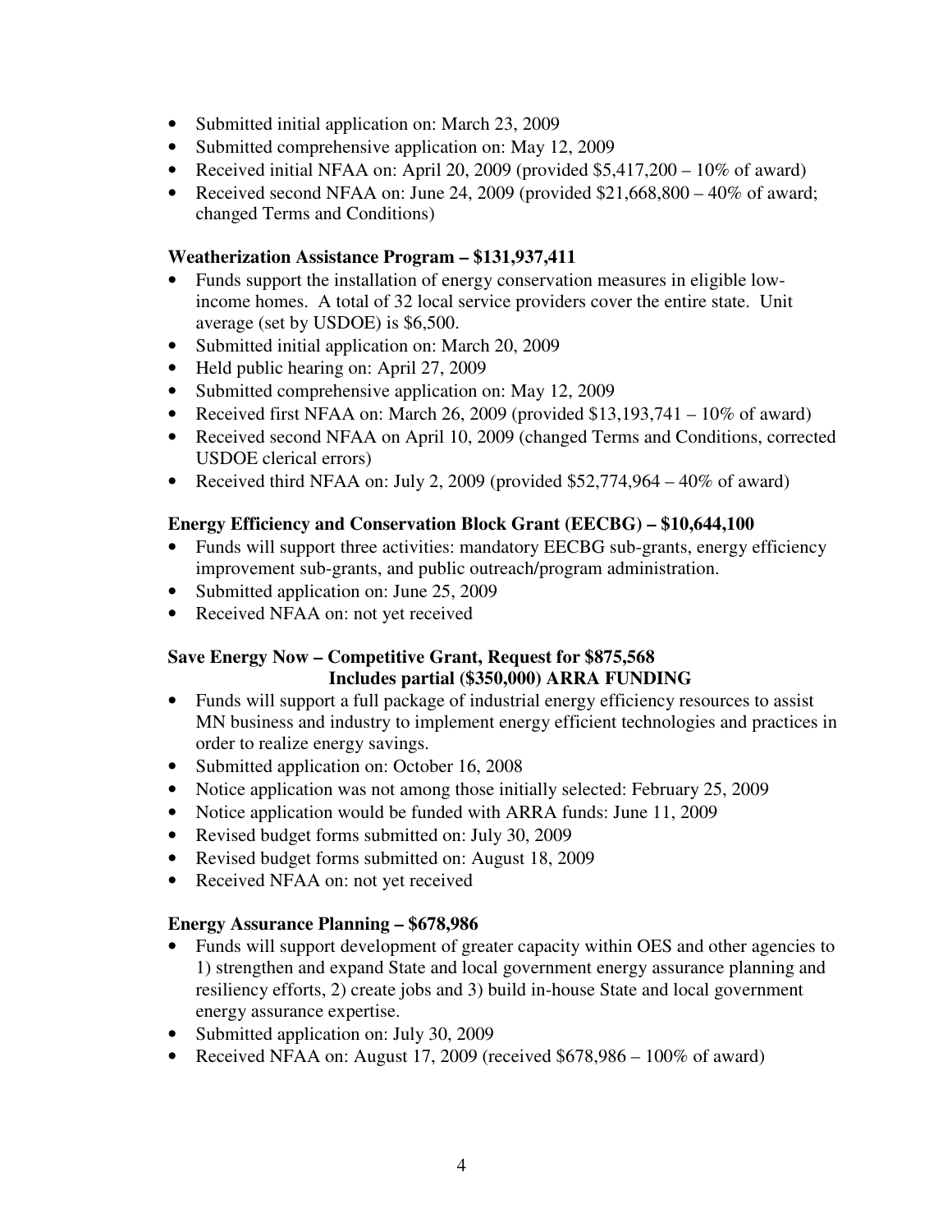- Submitted initial application on: March 23, 2009
- Submitted comprehensive application on: May 12, 2009
- Received initial NFAA on: April 20, 2009 (provided $5,417,200 – 10% of award)
- Received second NFAA on: June 24, 2009 (provided $21,668,800 – 40% of award; changed Terms and Conditions)

**Weatherization Assistance Program – $131,937,411**

- Funds support the installation of energy conservation measures in eligible low-income homes. A total of 32 local service providers cover the entire state. Unit average (set by USDOE) is $6,500.
- Submitted initial application on: March 20, 2009
- Held public hearing on: April 27, 2009
- Submitted comprehensive application on: May 12, 2009
- Received first NFAA on: March 26, 2009 (provided $13,193,741 – 10% of award)
- Received second NFAA on April 10, 2009 (changed Terms and Conditions, corrected USDOE clerical errors)
- Received third NFAA on: July 2, 2009 (provided $52,774,964 – 40% of award)

**Energy Efficiency and Conservation Block Grant (EECBG) – $10,644,100**

- Funds will support three activities: mandatory EECBG sub-grants, energy efficiency improvement sub-grants, and public outreach/program administration.
- Submitted application on: June 25, 2009
- Received NFAA on: not yet received

**Save Energy Now – Competitive Grant, Request for $875,568**
**Includes partial ($350,000) ARRA FUNDING**

- Funds will support a full package of industrial energy efficiency resources to assist MN business and industry to implement energy efficient technologies and practices in order to realize energy savings.
- Submitted application on: October 16, 2008
- Notice application was not among those initially selected: February 25, 2009
- Notice application would be funded with ARRA funds: June 11, 2009
- Revised budget forms submitted on: July 30, 2009
- Revised budget forms submitted on: August 18, 2009
- Received NFAA on: not yet received

**Energy Assurance Planning – $678,986**

- Funds will support development of greater capacity within OES and other agencies to 1) strengthen and expand State and local government energy assurance planning and resiliency efforts, 2) create jobs and 3) build in-house State and local government energy assurance expertise.
- Submitted application on: July 30, 2009
- Received NFAA on: August 17, 2009 (received $678,986 – 100% of award)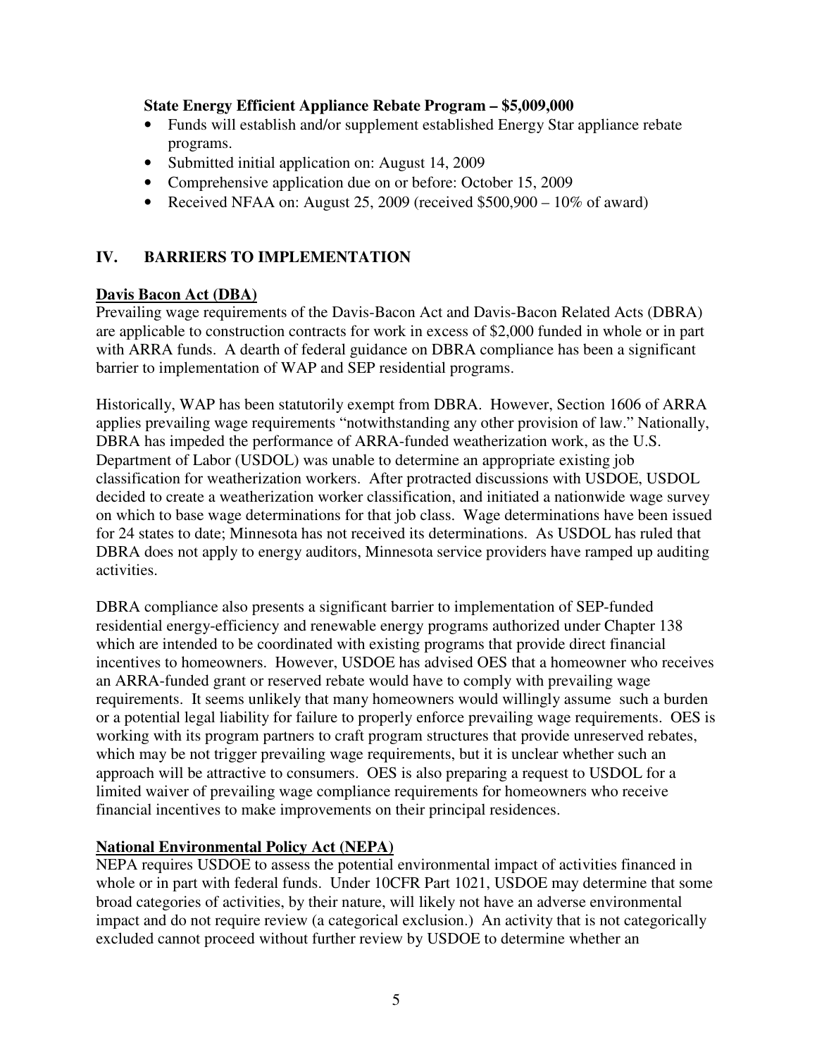**State Energy Efficient Appliance Rebate Program – $5,009,000**

- Funds will establish and/or supplement established Energy Star appliance rebate programs.
- Submitted initial application on: August 14, 2009
- Comprehensive application due on or before: October 15, 2009
- Received NFAA on: August 25, 2009 (received $500,900 – 10% of award)

## IV. BARRIERS TO IMPLEMENTATION

**Davis Bacon Act (DBA)**

Prevailing wage requirements of the Davis-Bacon Act and Davis-Bacon Related Acts (DBRA) are applicable to construction contracts for work in excess of $2,000 funded in whole or in part with ARRA funds. A dearth of federal guidance on DBRA compliance has been a significant barrier to implementation of WAP and SEP residential programs.

Historically, WAP has been statutorily exempt from DBRA. However, Section 1606 of ARRA applies prevailing wage requirements "notwithstanding any other provision of law." Nationally, DBRA has impeded the performance of ARRA-funded weatherization work, as the U.S. Department of Labor (USDOL) was unable to determine an appropriate existing job classification for weatherization workers. After protracted discussions with USDOE, USDOL decided to create a weatherization worker classification, and initiated a nationwide wage survey on which to base wage determinations for that job class. Wage determinations have been issued for 24 states to date; Minnesota has not received its determinations. As USDOL has ruled that DBRA does not apply to energy auditors, Minnesota service providers have ramped up auditing activities.

DBRA compliance also presents a significant barrier to implementation of SEP-funded residential energy-efficiency and renewable energy programs authorized under Chapter 138 which are intended to be coordinated with existing programs that provide direct financial incentives to homeowners. However, USDOE has advised OES that a homeowner who receives an ARRA-funded grant or reserved rebate would have to comply with prevailing wage requirements. It seems unlikely that many homeowners would willingly assume such a burden or a potential legal liability for failure to properly enforce prevailing wage requirements. OES is working with its program partners to craft program structures that provide unreserved rebates, which may be not trigger prevailing wage requirements, but it is unclear whether such an approach will be attractive to consumers. OES is also preparing a request to USDOL for a limited waiver of prevailing wage compliance requirements for homeowners who receive financial incentives to make improvements on their principal residences.

**National Environmental Policy Act (NEPA)**

NEPA requires USDOE to assess the potential environmental impact of activities financed in whole or in part with federal funds. Under 10CFR Part 1021, USDOE may determine that some broad categories of activities, by their nature, will likely not have an adverse environmental impact and do not require review (a categorical exclusion.) An activity that is not categorically excluded cannot proceed without further review by USDOE to determine whether an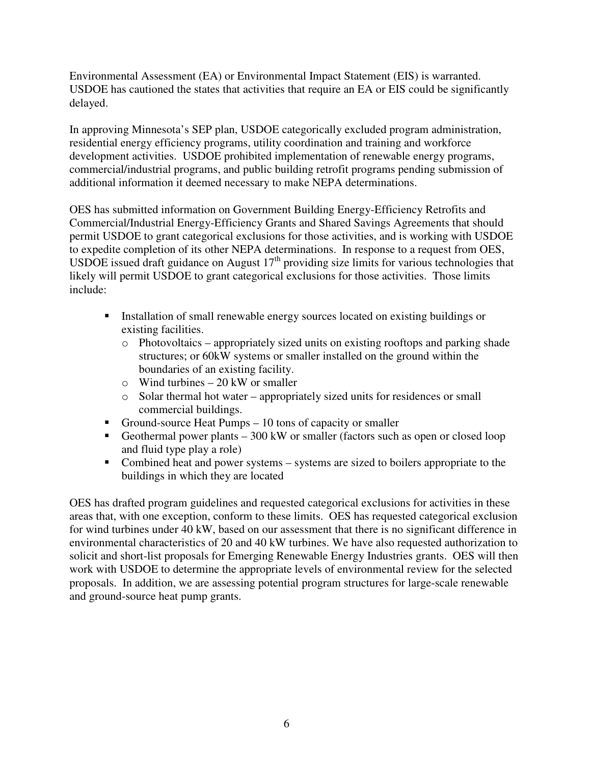Environmental Assessment (EA) or Environmental Impact Statement (EIS) is warranted. USDOE has cautioned the states that activities that require an EA or EIS could be significantly delayed.

In approving Minnesota's SEP plan, USDOE categorically excluded program administration, residential energy efficiency programs, utility coordination and training and workforce development activities. USDOE prohibited implementation of renewable energy programs, commercial/industrial programs, and public building retrofit programs pending submission of additional information it deemed necessary to make NEPA determinations.

OES has submitted information on Government Building Energy-Efficiency Retrofits and Commercial/Industrial Energy-Efficiency Grants and Shared Savings Agreements that should permit USDOE to grant categorical exclusions for those activities, and is working with USDOE to expedite completion of its other NEPA determinations. In response to a request from OES, USDOE issued draft guidance on August 17th providing size limits for various technologies that likely will permit USDOE to grant categorical exclusions for those activities. Those limits include:

- Installation of small renewable energy sources located on existing buildings or existing facilities.
  - Photovoltaics – appropriately sized units on existing rooftops and parking shade structures; or 60kW systems or smaller installed on the ground within the boundaries of an existing facility.
  - Wind turbines – 20 kW or smaller
  - Solar thermal hot water – appropriately sized units for residences or small commercial buildings.
- Ground-source Heat Pumps – 10 tons of capacity or smaller
- Geothermal power plants – 300 kW or smaller (factors such as open or closed loop and fluid type play a role)
- Combined heat and power systems – systems are sized to boilers appropriate to the buildings in which they are located

OES has drafted program guidelines and requested categorical exclusions for activities in these areas that, with one exception, conform to these limits. OES has requested categorical exclusion for wind turbines under 40 kW, based on our assessment that there is no significant difference in environmental characteristics of 20 and 40 kW turbines. We have also requested authorization to solicit and short-list proposals for Emerging Renewable Energy Industries grants. OES will then work with USDOE to determine the appropriate levels of environmental review for the selected proposals. In addition, we are assessing potential program structures for large-scale renewable and ground-source heat pump grants.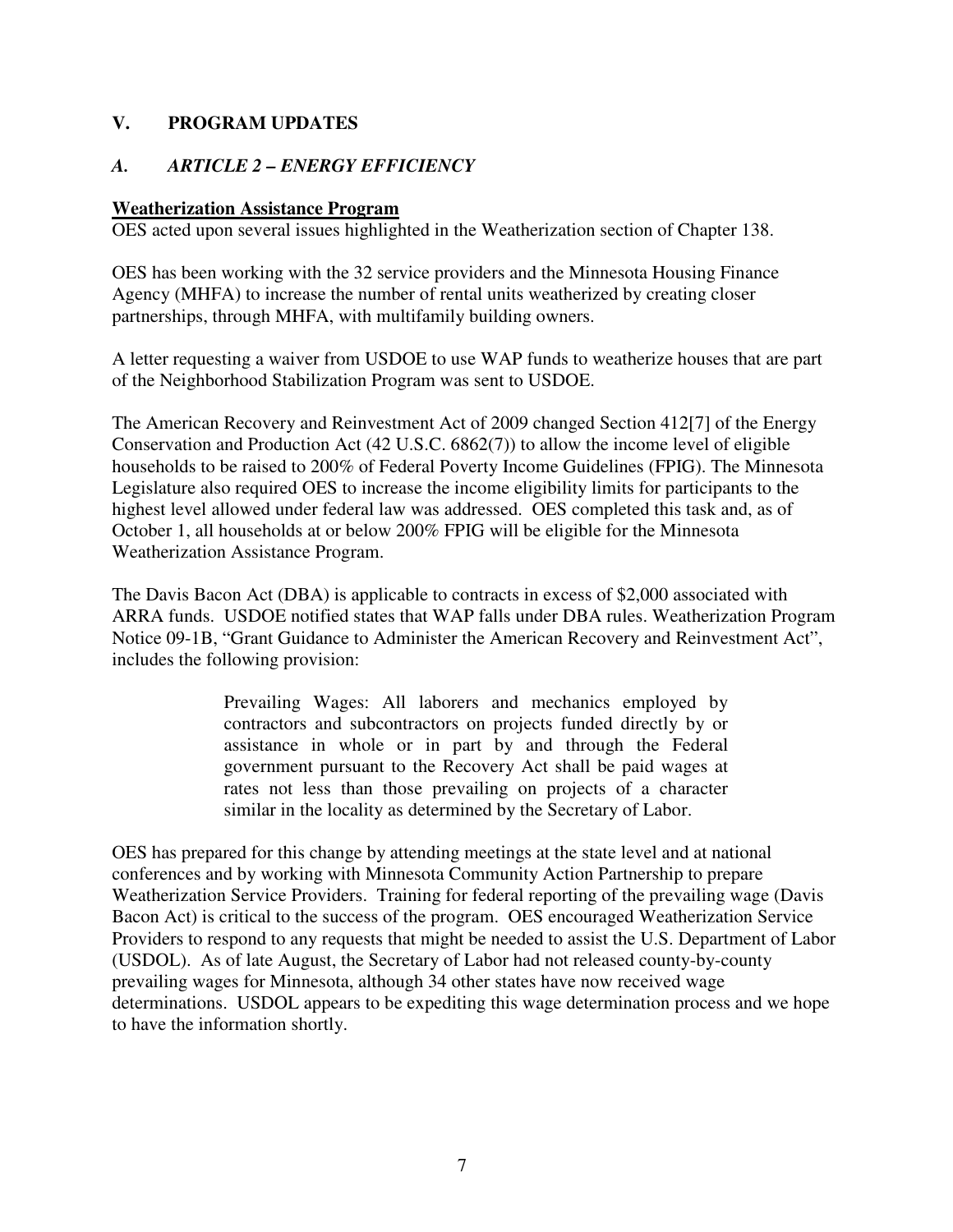## V. PROGRAM UPDATES

### *A. ARTICLE 2 – ENERGY EFFICIENCY*

**Weatherization Assistance Program**

OES acted upon several issues highlighted in the Weatherization section of Chapter 138.

OES has been working with the 32 service providers and the Minnesota Housing Finance Agency (MHFA) to increase the number of rental units weatherized by creating closer partnerships, through MHFA, with multifamily building owners.

A letter requesting a waiver from USDOE to use WAP funds to weatherize houses that are part of the Neighborhood Stabilization Program was sent to USDOE.

The American Recovery and Reinvestment Act of 2009 changed Section 412[7] of the Energy Conservation and Production Act (42 U.S.C. 6862(7)) to allow the income level of eligible households to be raised to 200% of Federal Poverty Income Guidelines (FPIG). The Minnesota Legislature also required OES to increase the income eligibility limits for participants to the highest level allowed under federal law was addressed. OES completed this task and, as of October 1, all households at or below 200% FPIG will be eligible for the Minnesota Weatherization Assistance Program.

The Davis Bacon Act (DBA) is applicable to contracts in excess of $2,000 associated with ARRA funds. USDOE notified states that WAP falls under DBA rules. Weatherization Program Notice 09-1B, "Grant Guidance to Administer the American Recovery and Reinvestment Act", includes the following provision:

> Prevailing Wages: All laborers and mechanics employed by contractors and subcontractors on projects funded directly by or assistance in whole or in part by and through the Federal government pursuant to the Recovery Act shall be paid wages at rates not less than those prevailing on projects of a character similar in the locality as determined by the Secretary of Labor.

OES has prepared for this change by attending meetings at the state level and at national conferences and by working with Minnesota Community Action Partnership to prepare Weatherization Service Providers. Training for federal reporting of the prevailing wage (Davis Bacon Act) is critical to the success of the program. OES encouraged Weatherization Service Providers to respond to any requests that might be needed to assist the U.S. Department of Labor (USDOL). As of late August, the Secretary of Labor had not released county-by-county prevailing wages for Minnesota, although 34 other states have now received wage determinations. USDOL appears to be expediting this wage determination process and we hope to have the information shortly.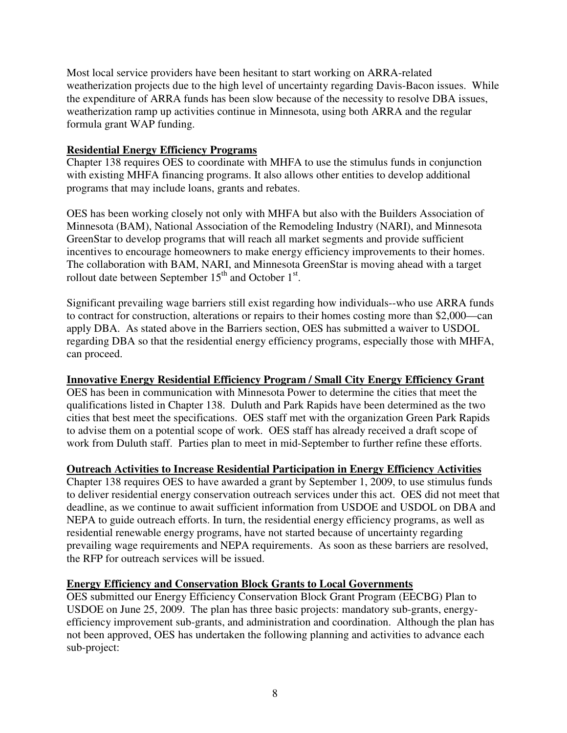Most local service providers have been hesitant to start working on ARRA-related weatherization projects due to the high level of uncertainty regarding Davis-Bacon issues. While the expenditure of ARRA funds has been slow because of the necessity to resolve DBA issues, weatherization ramp up activities continue in Minnesota, using both ARRA and the regular formula grant WAP funding.

**Residential Energy Efficiency Programs**

Chapter 138 requires OES to coordinate with MHFA to use the stimulus funds in conjunction with existing MHFA financing programs. It also allows other entities to develop additional programs that may include loans, grants and rebates.

OES has been working closely not only with MHFA but also with the Builders Association of Minnesota (BAM), National Association of the Remodeling Industry (NARI), and Minnesota GreenStar to develop programs that will reach all market segments and provide sufficient incentives to encourage homeowners to make energy efficiency improvements to their homes. The collaboration with BAM, NARI, and Minnesota GreenStar is moving ahead with a target rollout date between September 15th and October 1st.

Significant prevailing wage barriers still exist regarding how individuals--who use ARRA funds to contract for construction, alterations or repairs to their homes costing more than $2,000—can apply DBA. As stated above in the Barriers section, OES has submitted a waiver to USDOL regarding DBA so that the residential energy efficiency programs, especially those with MHFA, can proceed.

**Innovative Energy Residential Efficiency Program / Small City Energy Efficiency Grant**

OES has been in communication with Minnesota Power to determine the cities that meet the qualifications listed in Chapter 138. Duluth and Park Rapids have been determined as the two cities that best meet the specifications. OES staff met with the organization Green Park Rapids to advise them on a potential scope of work. OES staff has already received a draft scope of work from Duluth staff. Parties plan to meet in mid-September to further refine these efforts.

**Outreach Activities to Increase Residential Participation in Energy Efficiency Activities**

Chapter 138 requires OES to have awarded a grant by September 1, 2009, to use stimulus funds to deliver residential energy conservation outreach services under this act. OES did not meet that deadline, as we continue to await sufficient information from USDOE and USDOL on DBA and NEPA to guide outreach efforts. In turn, the residential energy efficiency programs, as well as residential renewable energy programs, have not started because of uncertainty regarding prevailing wage requirements and NEPA requirements. As soon as these barriers are resolved, the RFP for outreach services will be issued.

**Energy Efficiency and Conservation Block Grants to Local Governments**

OES submitted our Energy Efficiency Conservation Block Grant Program (EECBG) Plan to USDOE on June 25, 2009. The plan has three basic projects: mandatory sub-grants, energy-efficiency improvement sub-grants, and administration and coordination. Although the plan has not been approved, OES has undertaken the following planning and activities to advance each sub-project: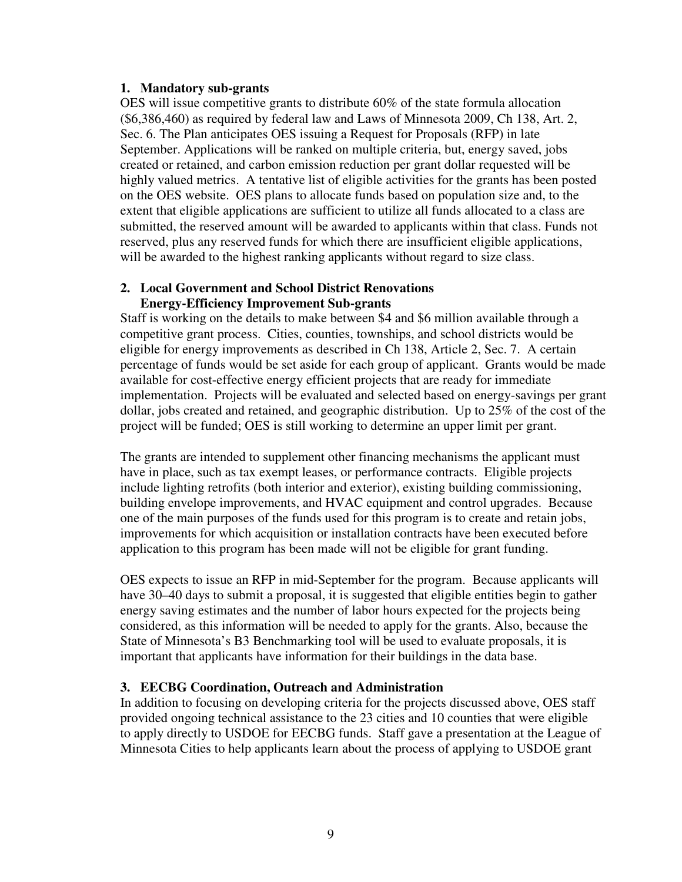**1. Mandatory sub-grants**

OES will issue competitive grants to distribute 60% of the state formula allocation ($6,386,460) as required by federal law and Laws of Minnesota 2009, Ch 138, Art. 2, Sec. 6. The Plan anticipates OES issuing a Request for Proposals (RFP) in late September. Applications will be ranked on multiple criteria, but, energy saved, jobs created or retained, and carbon emission reduction per grant dollar requested will be highly valued metrics. A tentative list of eligible activities for the grants has been posted on the OES website. OES plans to allocate funds based on population size and, to the extent that eligible applications are sufficient to utilize all funds allocated to a class are submitted, the reserved amount will be awarded to applicants within that class. Funds not reserved, plus any reserved funds for which there are insufficient eligible applications, will be awarded to the highest ranking applicants without regard to size class.

**2. Local Government and School District Renovations Energy-Efficiency Improvement Sub-grants**

Staff is working on the details to make between $4 and $6 million available through a competitive grant process. Cities, counties, townships, and school districts would be eligible for energy improvements as described in Ch 138, Article 2, Sec. 7. A certain percentage of funds would be set aside for each group of applicant. Grants would be made available for cost-effective energy efficient projects that are ready for immediate implementation. Projects will be evaluated and selected based on energy-savings per grant dollar, jobs created and retained, and geographic distribution. Up to 25% of the cost of the project will be funded; OES is still working to determine an upper limit per grant.

The grants are intended to supplement other financing mechanisms the applicant must have in place, such as tax exempt leases, or performance contracts. Eligible projects include lighting retrofits (both interior and exterior), existing building commissioning, building envelope improvements, and HVAC equipment and control upgrades. Because one of the main purposes of the funds used for this program is to create and retain jobs, improvements for which acquisition or installation contracts have been executed before application to this program has been made will not be eligible for grant funding.

OES expects to issue an RFP in mid-September for the program. Because applicants will have 30–40 days to submit a proposal, it is suggested that eligible entities begin to gather energy saving estimates and the number of labor hours expected for the projects being considered, as this information will be needed to apply for the grants. Also, because the State of Minnesota's B3 Benchmarking tool will be used to evaluate proposals, it is important that applicants have information for their buildings in the data base.

**3. EECBG Coordination, Outreach and Administration**

In addition to focusing on developing criteria for the projects discussed above, OES staff provided ongoing technical assistance to the 23 cities and 10 counties that were eligible to apply directly to USDOE for EECBG funds. Staff gave a presentation at the League of Minnesota Cities to help applicants learn about the process of applying to USDOE grant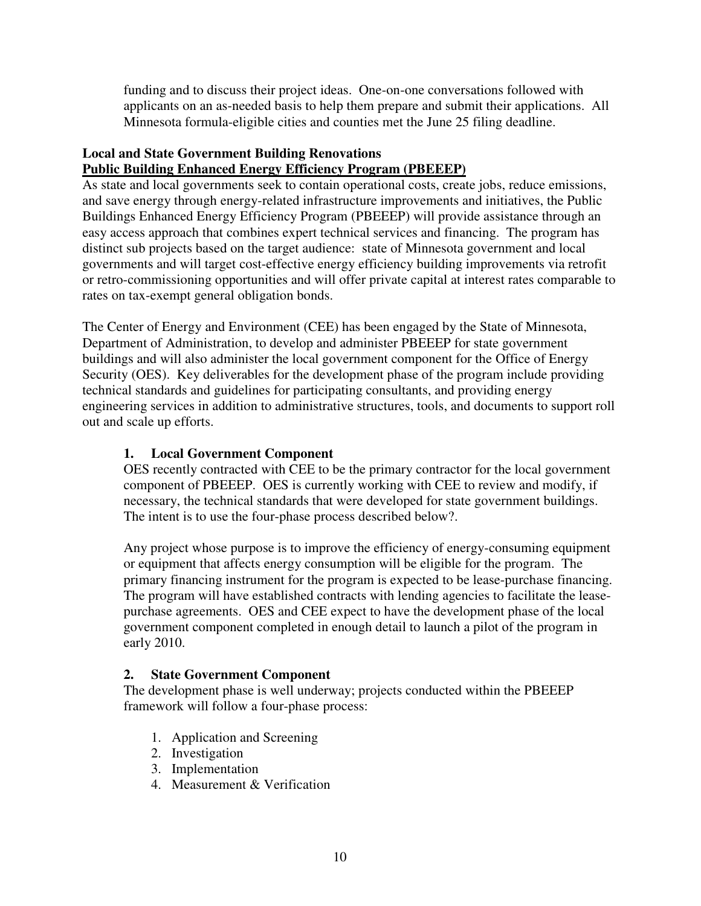funding and to discuss their project ideas. One-on-one conversations followed with applicants on an as-needed basis to help them prepare and submit their applications. All Minnesota formula-eligible cities and counties met the June 25 filing deadline.

**Local and State Government Building Renovations**
**Public Building Enhanced Energy Efficiency Program (PBEEEP)**

As state and local governments seek to contain operational costs, create jobs, reduce emissions, and save energy through energy-related infrastructure improvements and initiatives, the Public Buildings Enhanced Energy Efficiency Program (PBEEEP) will provide assistance through an easy access approach that combines expert technical services and financing. The program has distinct sub projects based on the target audience: state of Minnesota government and local governments and will target cost-effective energy efficiency building improvements via retrofit or retro-commissioning opportunities and will offer private capital at interest rates comparable to rates on tax-exempt general obligation bonds.

The Center of Energy and Environment (CEE) has been engaged by the State of Minnesota, Department of Administration, to develop and administer PBEEEP for state government buildings and will also administer the local government component for the Office of Energy Security (OES). Key deliverables for the development phase of the program include providing technical standards and guidelines for participating consultants, and providing energy engineering services in addition to administrative structures, tools, and documents to support roll out and scale up efforts.

### 1. Local Government Component

OES recently contracted with CEE to be the primary contractor for the local government component of PBEEEP. OES is currently working with CEE to review and modify, if necessary, the technical standards that were developed for state government buildings. The intent is to use the four-phase process described below?.

Any project whose purpose is to improve the efficiency of energy-consuming equipment or equipment that affects energy consumption will be eligible for the program. The primary financing instrument for the program is expected to be lease-purchase financing. The program will have established contracts with lending agencies to facilitate the lease-purchase agreements. OES and CEE expect to have the development phase of the local government component completed in enough detail to launch a pilot of the program in early 2010.

### 2. State Government Component

The development phase is well underway; projects conducted within the PBEEEP framework will follow a four-phase process:

1. Application and Screening
2. Investigation
3. Implementation
4. Measurement & Verification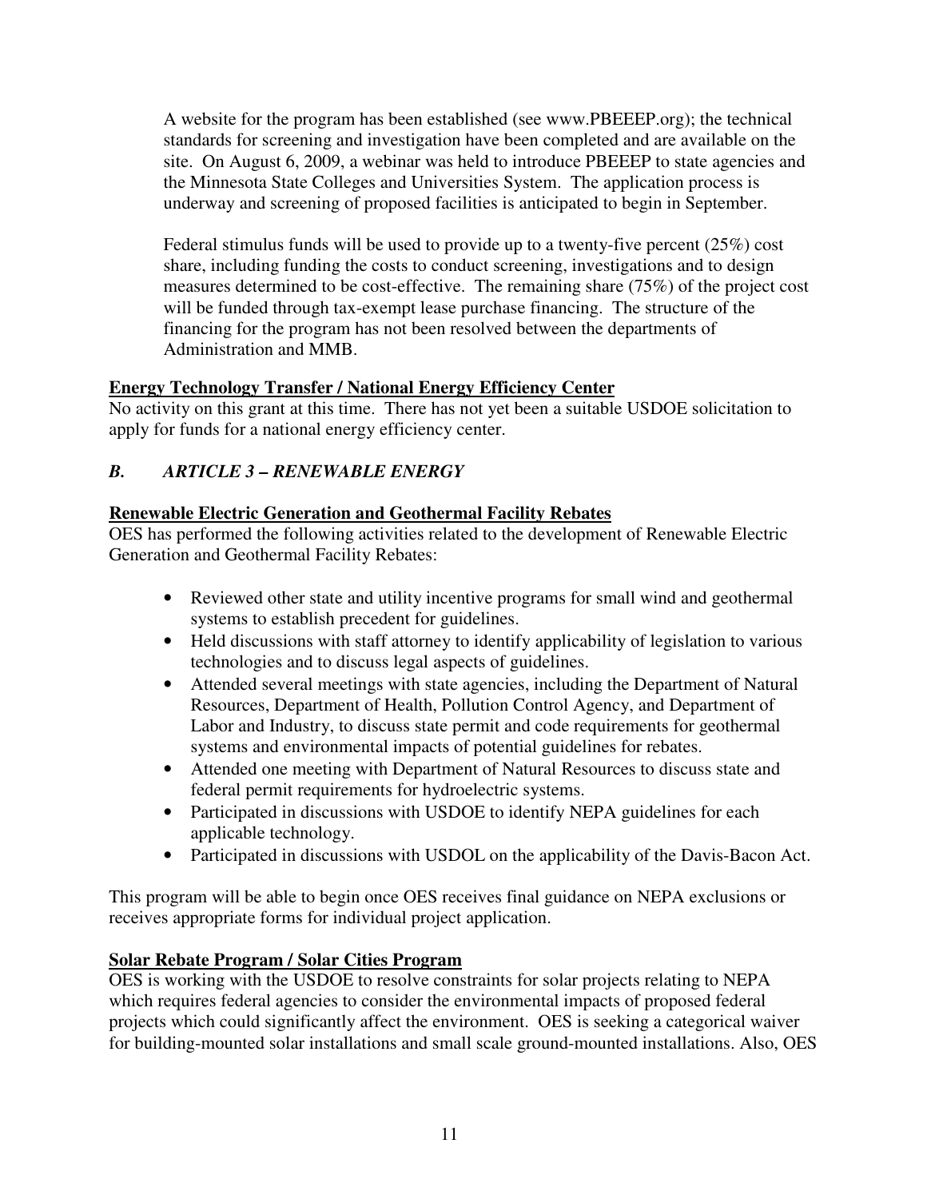A website for the program has been established (see www.PBEEEP.org); the technical standards for screening and investigation have been completed and are available on the site. On August 6, 2009, a webinar was held to introduce PBEEEP to state agencies and the Minnesota State Colleges and Universities System. The application process is underway and screening of proposed facilities is anticipated to begin in September.

Federal stimulus funds will be used to provide up to a twenty-five percent (25%) cost share, including funding the costs to conduct screening, investigations and to design measures determined to be cost-effective. The remaining share (75%) of the project cost will be funded through tax-exempt lease purchase financing. The structure of the financing for the program has not been resolved between the departments of Administration and MMB.

**Energy Technology Transfer / National Energy Efficiency Center**

No activity on this grant at this time. There has not yet been a suitable USDOE solicitation to apply for funds for a national energy efficiency center.

### *B. ARTICLE 3 – RENEWABLE ENERGY*

**Renewable Electric Generation and Geothermal Facility Rebates**

OES has performed the following activities related to the development of Renewable Electric Generation and Geothermal Facility Rebates:

- Reviewed other state and utility incentive programs for small wind and geothermal systems to establish precedent for guidelines.
- Held discussions with staff attorney to identify applicability of legislation to various technologies and to discuss legal aspects of guidelines.
- Attended several meetings with state agencies, including the Department of Natural Resources, Department of Health, Pollution Control Agency, and Department of Labor and Industry, to discuss state permit and code requirements for geothermal systems and environmental impacts of potential guidelines for rebates.
- Attended one meeting with Department of Natural Resources to discuss state and federal permit requirements for hydroelectric systems.
- Participated in discussions with USDOE to identify NEPA guidelines for each applicable technology.
- Participated in discussions with USDOL on the applicability of the Davis-Bacon Act.

This program will be able to begin once OES receives final guidance on NEPA exclusions or receives appropriate forms for individual project application.

**Solar Rebate Program / Solar Cities Program**

OES is working with the USDOE to resolve constraints for solar projects relating to NEPA which requires federal agencies to consider the environmental impacts of proposed federal projects which could significantly affect the environment. OES is seeking a categorical waiver for building-mounted solar installations and small scale ground-mounted installations. Also, OES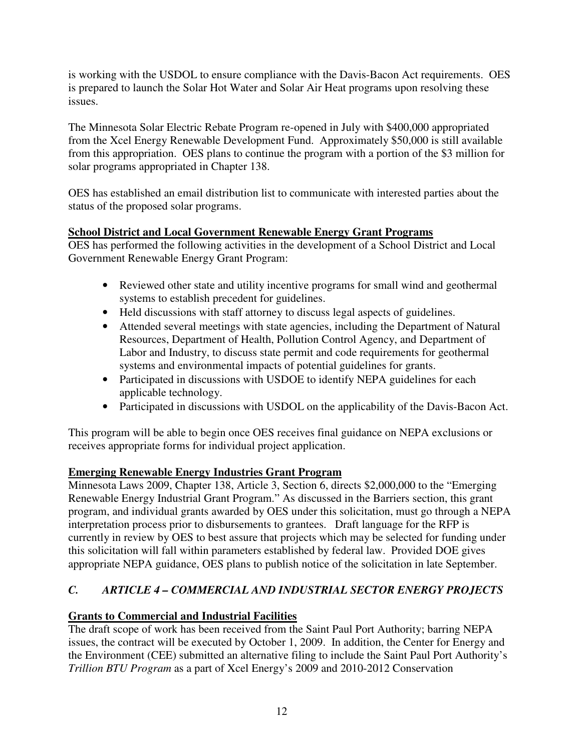is working with the USDOL to ensure compliance with the Davis-Bacon Act requirements. OES is prepared to launch the Solar Hot Water and Solar Air Heat programs upon resolving these issues.

The Minnesota Solar Electric Rebate Program re-opened in July with $400,000 appropriated from the Xcel Energy Renewable Development Fund. Approximately $50,000 is still available from this appropriation. OES plans to continue the program with a portion of the $3 million for solar programs appropriated in Chapter 138.

OES has established an email distribution list to communicate with interested parties about the status of the proposed solar programs.

**School District and Local Government Renewable Energy Grant Programs**

OES has performed the following activities in the development of a School District and Local Government Renewable Energy Grant Program:

- Reviewed other state and utility incentive programs for small wind and geothermal systems to establish precedent for guidelines.
- Held discussions with staff attorney to discuss legal aspects of guidelines.
- Attended several meetings with state agencies, including the Department of Natural Resources, Department of Health, Pollution Control Agency, and Department of Labor and Industry, to discuss state permit and code requirements for geothermal systems and environmental impacts of potential guidelines for grants.
- Participated in discussions with USDOE to identify NEPA guidelines for each applicable technology.
- Participated in discussions with USDOL on the applicability of the Davis-Bacon Act.

This program will be able to begin once OES receives final guidance on NEPA exclusions or receives appropriate forms for individual project application.

**Emerging Renewable Energy Industries Grant Program**

Minnesota Laws 2009, Chapter 138, Article 3, Section 6, directs $2,000,000 to the "Emerging Renewable Energy Industrial Grant Program." As discussed in the Barriers section, this grant program, and individual grants awarded by OES under this solicitation, must go through a NEPA interpretation process prior to disbursements to grantees. Draft language for the RFP is currently in review by OES to best assure that projects which may be selected for funding under this solicitation will fall within parameters established by federal law. Provided DOE gives appropriate NEPA guidance, OES plans to publish notice of the solicitation in late September.

### *C. ARTICLE 4 – COMMERCIAL AND INDUSTRIAL SECTOR ENERGY PROJECTS*

**Grants to Commercial and Industrial Facilities**

The draft scope of work has been received from the Saint Paul Port Authority; barring NEPA issues, the contract will be executed by October 1, 2009. In addition, the Center for Energy and the Environment (CEE) submitted an alternative filing to include the Saint Paul Port Authority's *Trillion BTU Program* as a part of Xcel Energy's 2009 and 2010-2012 Conservation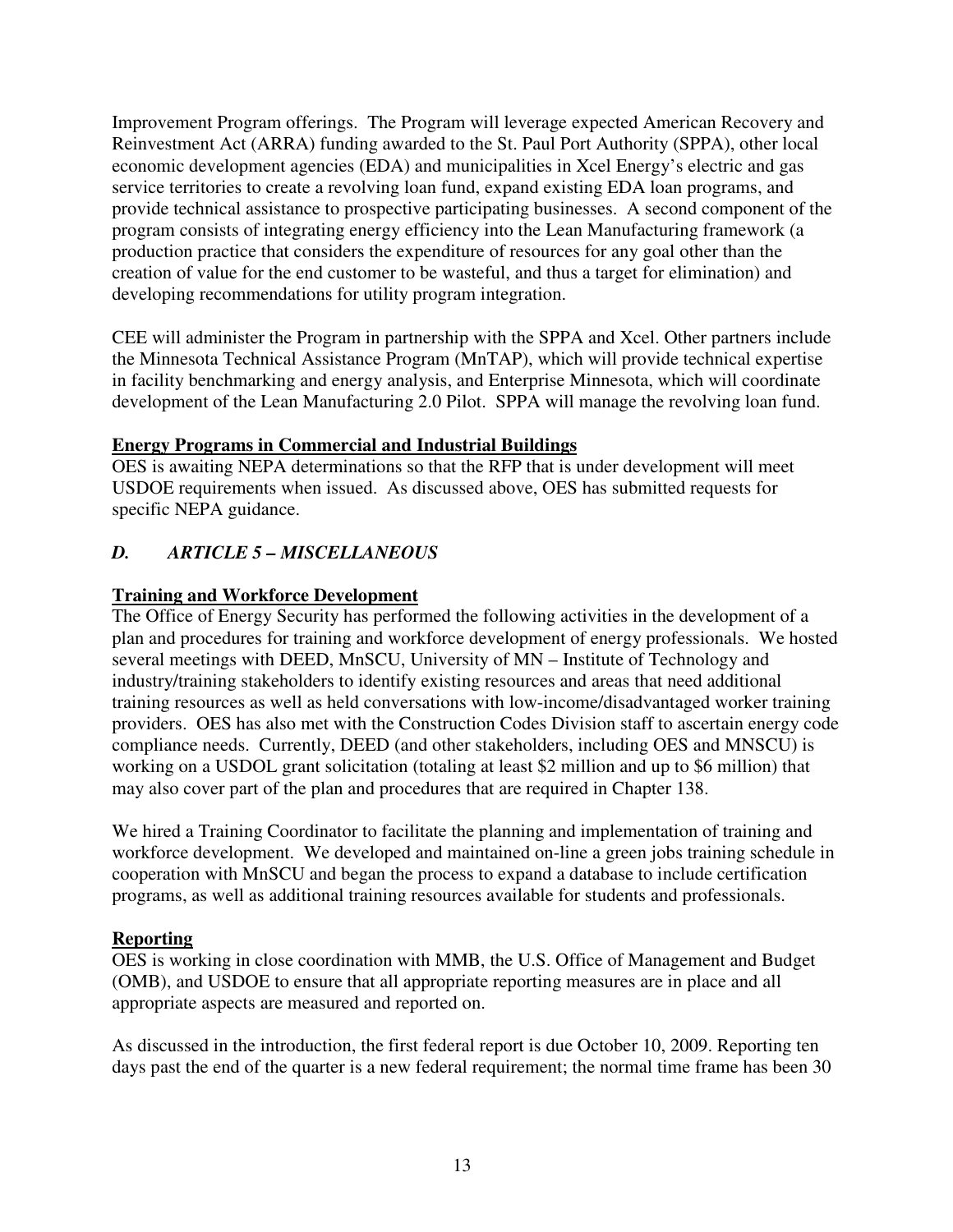Improvement Program offerings. The Program will leverage expected American Recovery and Reinvestment Act (ARRA) funding awarded to the St. Paul Port Authority (SPPA), other local economic development agencies (EDA) and municipalities in Xcel Energy's electric and gas service territories to create a revolving loan fund, expand existing EDA loan programs, and provide technical assistance to prospective participating businesses. A second component of the program consists of integrating energy efficiency into the Lean Manufacturing framework (a production practice that considers the expenditure of resources for any goal other than the creation of value for the end customer to be wasteful, and thus a target for elimination) and developing recommendations for utility program integration.

CEE will administer the Program in partnership with the SPPA and Xcel. Other partners include the Minnesota Technical Assistance Program (MnTAP), which will provide technical expertise in facility benchmarking and energy analysis, and Enterprise Minnesota, which will coordinate development of the Lean Manufacturing 2.0 Pilot. SPPA will manage the revolving loan fund.

**Energy Programs in Commercial and Industrial Buildings**

OES is awaiting NEPA determinations so that the RFP that is under development will meet USDOE requirements when issued. As discussed above, OES has submitted requests for specific NEPA guidance.

### *D. ARTICLE 5 – MISCELLANEOUS*

**Training and Workforce Development**

The Office of Energy Security has performed the following activities in the development of a plan and procedures for training and workforce development of energy professionals. We hosted several meetings with DEED, MnSCU, University of MN – Institute of Technology and industry/training stakeholders to identify existing resources and areas that need additional training resources as well as held conversations with low-income/disadvantaged worker training providers. OES has also met with the Construction Codes Division staff to ascertain energy code compliance needs. Currently, DEED (and other stakeholders, including OES and MNSCU) is working on a USDOL grant solicitation (totaling at least $2 million and up to $6 million) that may also cover part of the plan and procedures that are required in Chapter 138.

We hired a Training Coordinator to facilitate the planning and implementation of training and workforce development. We developed and maintained on-line a green jobs training schedule in cooperation with MnSCU and began the process to expand a database to include certification programs, as well as additional training resources available for students and professionals.

**Reporting**

OES is working in close coordination with MMB, the U.S. Office of Management and Budget (OMB), and USDOE to ensure that all appropriate reporting measures are in place and all appropriate aspects are measured and reported on.

As discussed in the introduction, the first federal report is due October 10, 2009. Reporting ten days past the end of the quarter is a new federal requirement; the normal time frame has been 30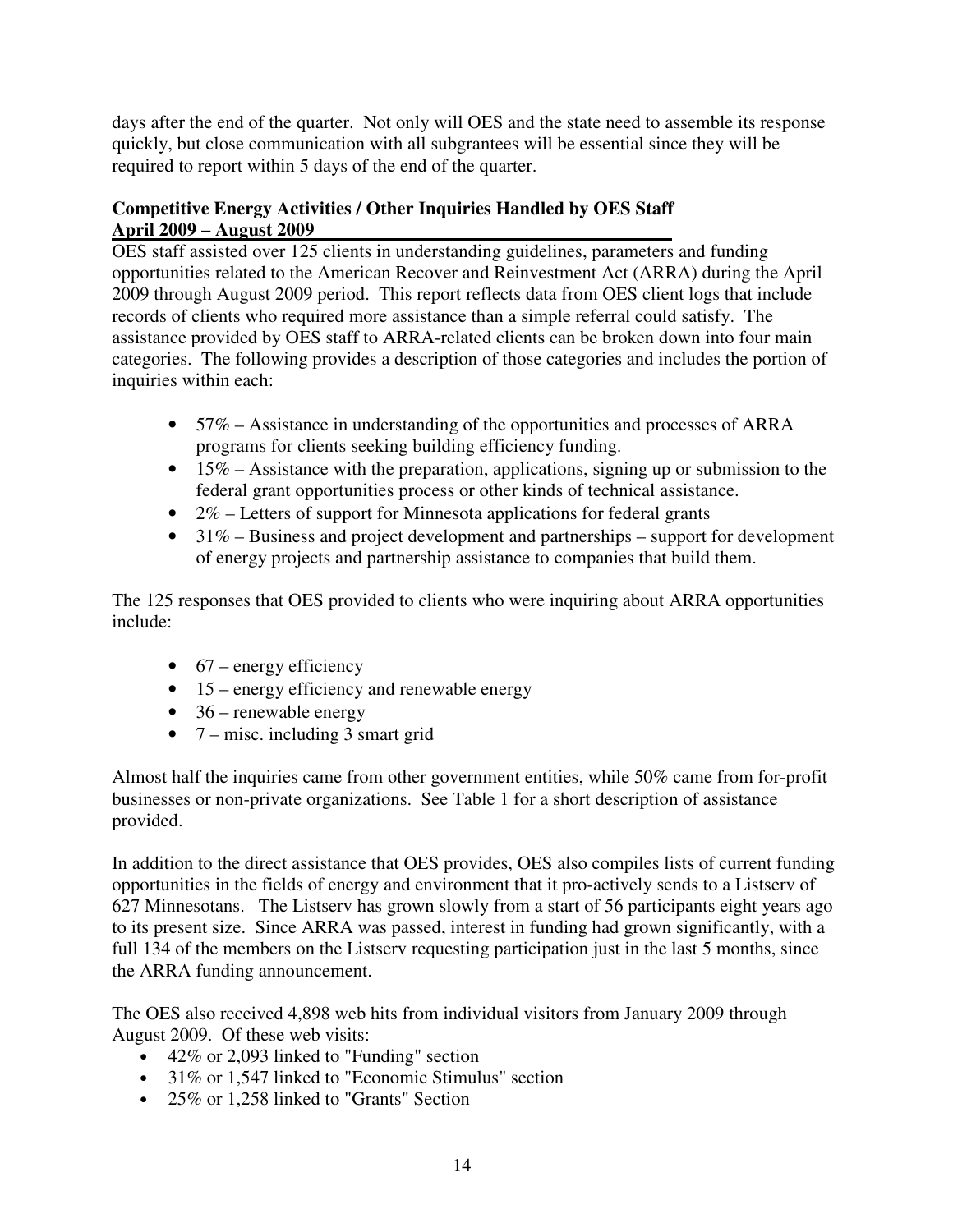days after the end of the quarter. Not only will OES and the state need to assemble its response quickly, but close communication with all subgrantees will be essential since they will be required to report within 5 days of the end of the quarter.

**Competitive Energy Activities / Other Inquiries Handled by OES Staff**
**April 2009 – August 2009**

OES staff assisted over 125 clients in understanding guidelines, parameters and funding opportunities related to the American Recover and Reinvestment Act (ARRA) during the April 2009 through August 2009 period. This report reflects data from OES client logs that include records of clients who required more assistance than a simple referral could satisfy. The assistance provided by OES staff to ARRA-related clients can be broken down into four main categories. The following provides a description of those categories and includes the portion of inquiries within each:

- 57% – Assistance in understanding of the opportunities and processes of ARRA programs for clients seeking building efficiency funding.
- 15% – Assistance with the preparation, applications, signing up or submission to the federal grant opportunities process or other kinds of technical assistance.
- 2% – Letters of support for Minnesota applications for federal grants
- 31% – Business and project development and partnerships – support for development of energy projects and partnership assistance to companies that build them.

The 125 responses that OES provided to clients who were inquiring about ARRA opportunities include:

- 67 – energy efficiency
- 15 – energy efficiency and renewable energy
- 36 – renewable energy
- 7 – misc. including 3 smart grid

Almost half the inquiries came from other government entities, while 50% came from for-profit businesses or non-private organizations. See Table 1 for a short description of assistance provided.

In addition to the direct assistance that OES provides, OES also compiles lists of current funding opportunities in the fields of energy and environment that it pro-actively sends to a Listserv of 627 Minnesotans. The Listserv has grown slowly from a start of 56 participants eight years ago to its present size. Since ARRA was passed, interest in funding had grown significantly, with a full 134 of the members on the Listserv requesting participation just in the last 5 months, since the ARRA funding announcement.

The OES also received 4,898 web hits from individual visitors from January 2009 through August 2009. Of these web visits:

- 42% or 2,093 linked to "Funding" section
- 31% or 1,547 linked to "Economic Stimulus" section
- 25% or 1,258 linked to "Grants" Section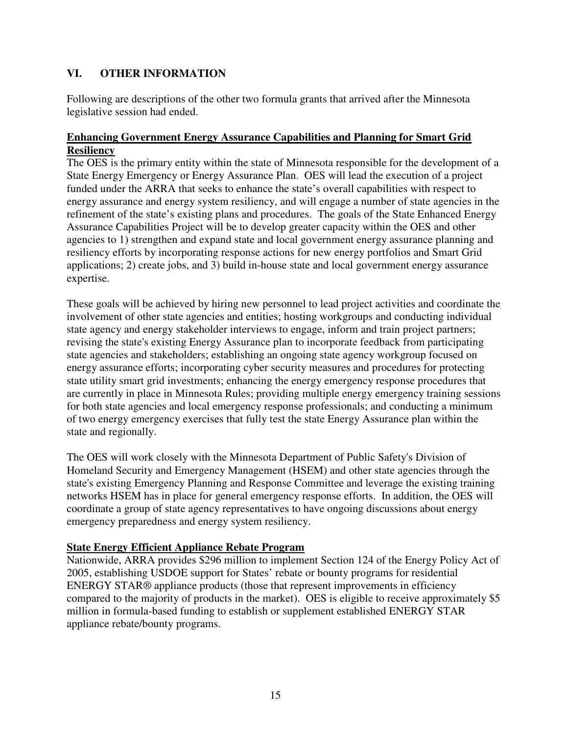## VI. OTHER INFORMATION

Following are descriptions of the other two formula grants that arrived after the Minnesota legislative session had ended.

**Enhancing Government Energy Assurance Capabilities and Planning for Smart Grid Resiliency**

The OES is the primary entity within the state of Minnesota responsible for the development of a State Energy Emergency or Energy Assurance Plan. OES will lead the execution of a project funded under the ARRA that seeks to enhance the state's overall capabilities with respect to energy assurance and energy system resiliency, and will engage a number of state agencies in the refinement of the state's existing plans and procedures. The goals of the State Enhanced Energy Assurance Capabilities Project will be to develop greater capacity within the OES and other agencies to 1) strengthen and expand state and local government energy assurance planning and resiliency efforts by incorporating response actions for new energy portfolios and Smart Grid applications; 2) create jobs, and 3) build in-house state and local government energy assurance expertise.

These goals will be achieved by hiring new personnel to lead project activities and coordinate the involvement of other state agencies and entities; hosting workgroups and conducting individual state agency and energy stakeholder interviews to engage, inform and train project partners; revising the state's existing Energy Assurance plan to incorporate feedback from participating state agencies and stakeholders; establishing an ongoing state agency workgroup focused on energy assurance efforts; incorporating cyber security measures and procedures for protecting state utility smart grid investments; enhancing the energy emergency response procedures that are currently in place in Minnesota Rules; providing multiple energy emergency training sessions for both state agencies and local emergency response professionals; and conducting a minimum of two energy emergency exercises that fully test the state Energy Assurance plan within the state and regionally.

The OES will work closely with the Minnesota Department of Public Safety's Division of Homeland Security and Emergency Management (HSEM) and other state agencies through the state's existing Emergency Planning and Response Committee and leverage the existing training networks HSEM has in place for general emergency response efforts. In addition, the OES will coordinate a group of state agency representatives to have ongoing discussions about energy emergency preparedness and energy system resiliency.

**State Energy Efficient Appliance Rebate Program**

Nationwide, ARRA provides $296 million to implement Section 124 of the Energy Policy Act of 2005, establishing USDOE support for States' rebate or bounty programs for residential ENERGY STAR® appliance products (those that represent improvements in efficiency compared to the majority of products in the market). OES is eligible to receive approximately $5 million in formula-based funding to establish or supplement established ENERGY STAR appliance rebate/bounty programs.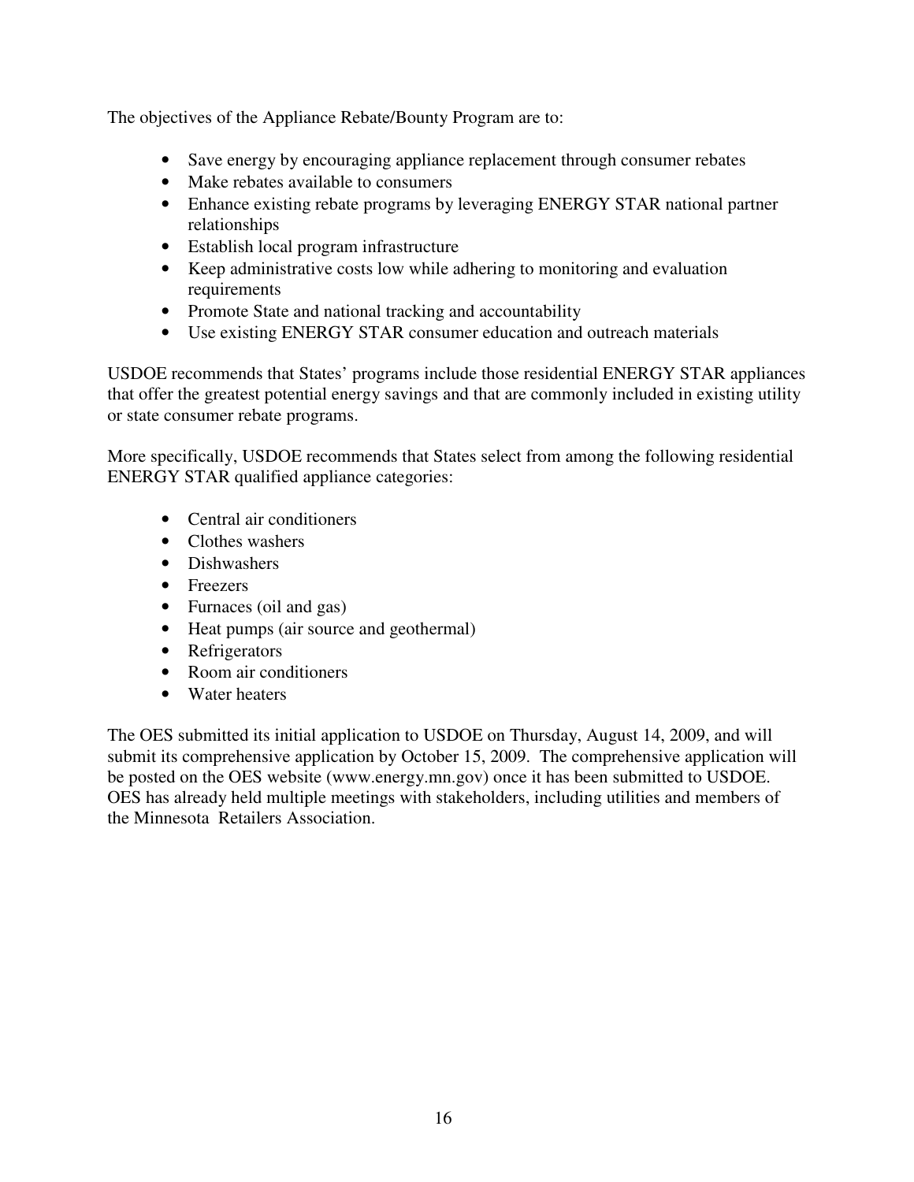The objectives of the Appliance Rebate/Bounty Program are to:

- Save energy by encouraging appliance replacement through consumer rebates
- Make rebates available to consumers
- Enhance existing rebate programs by leveraging ENERGY STAR national partner relationships
- Establish local program infrastructure
- Keep administrative costs low while adhering to monitoring and evaluation requirements
- Promote State and national tracking and accountability
- Use existing ENERGY STAR consumer education and outreach materials

USDOE recommends that States' programs include those residential ENERGY STAR appliances that offer the greatest potential energy savings and that are commonly included in existing utility or state consumer rebate programs.

More specifically, USDOE recommends that States select from among the following residential ENERGY STAR qualified appliance categories:

- Central air conditioners
- Clothes washers
- Dishwashers
- Freezers
- Furnaces (oil and gas)
- Heat pumps (air source and geothermal)
- Refrigerators
- Room air conditioners
- Water heaters

The OES submitted its initial application to USDOE on Thursday, August 14, 2009, and will submit its comprehensive application by October 15, 2009. The comprehensive application will be posted on the OES website (www.energy.mn.gov) once it has been submitted to USDOE. OES has already held multiple meetings with stakeholders, including utilities and members of the Minnesota Retailers Association.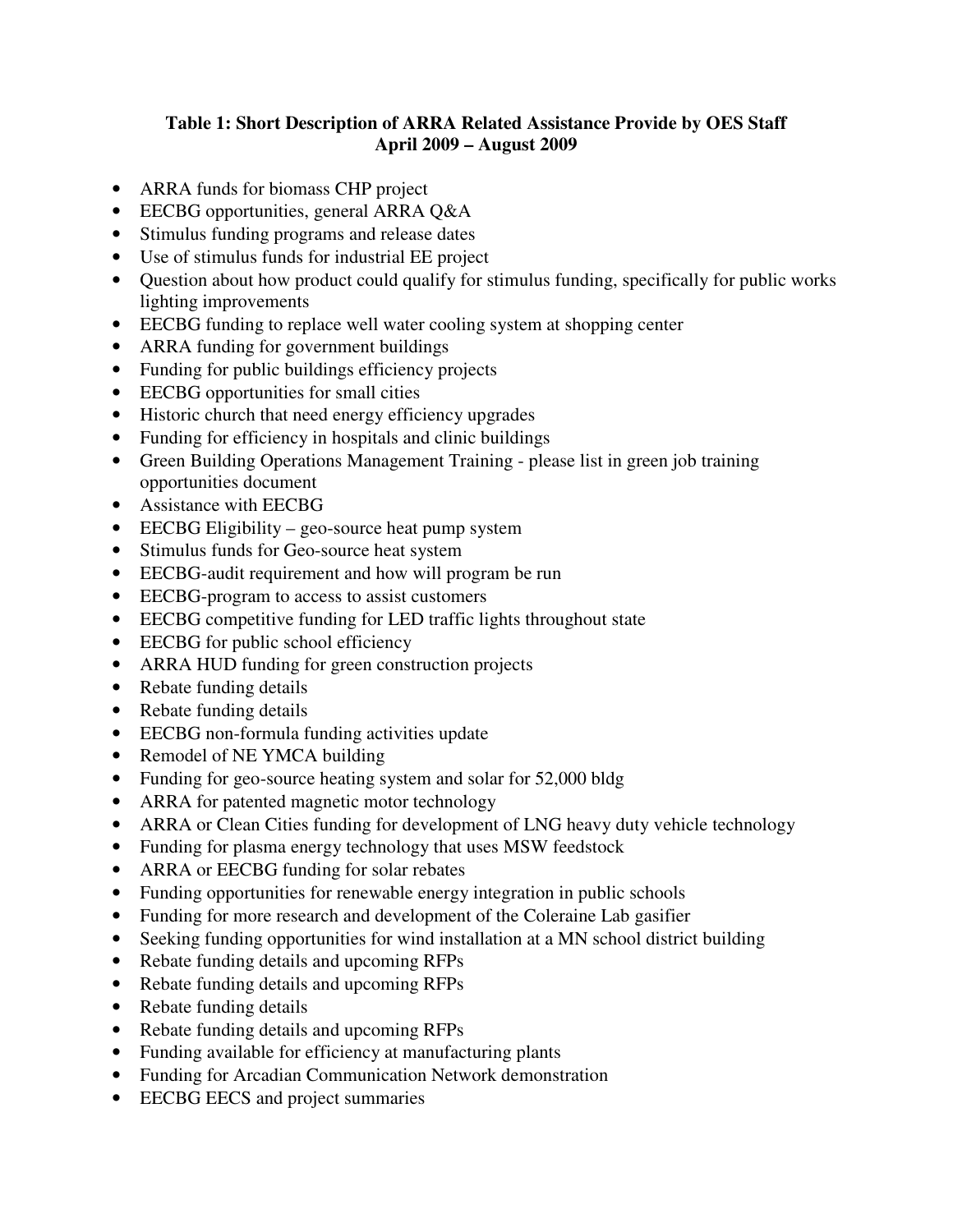**Table 1: Short Description of ARRA Related Assistance Provide by OES Staff**
**April 2009 – August 2009**

- ARRA funds for biomass CHP project
- EECBG opportunities, general ARRA Q&A
- Stimulus funding programs and release dates
- Use of stimulus funds for industrial EE project
- Question about how product could qualify for stimulus funding, specifically for public works lighting improvements
- EECBG funding to replace well water cooling system at shopping center
- ARRA funding for government buildings
- Funding for public buildings efficiency projects
- EECBG opportunities for small cities
- Historic church that need energy efficiency upgrades
- Funding for efficiency in hospitals and clinic buildings
- Green Building Operations Management Training - please list in green job training opportunities document
- Assistance with EECBG
- EECBG Eligibility – geo-source heat pump system
- Stimulus funds for Geo-source heat system
- EECBG-audit requirement and how will program be run
- EECBG-program to access to assist customers
- EECBG competitive funding for LED traffic lights throughout state
- EECBG for public school efficiency
- ARRA HUD funding for green construction projects
- Rebate funding details
- Rebate funding details
- EECBG non-formula funding activities update
- Remodel of NE YMCA building
- Funding for geo-source heating system and solar for 52,000 bldg
- ARRA for patented magnetic motor technology
- ARRA or Clean Cities funding for development of LNG heavy duty vehicle technology
- Funding for plasma energy technology that uses MSW feedstock
- ARRA or EECBG funding for solar rebates
- Funding opportunities for renewable energy integration in public schools
- Funding for more research and development of the Coleraine Lab gasifier
- Seeking funding opportunities for wind installation at a MN school district building
- Rebate funding details and upcoming RFPs
- Rebate funding details and upcoming RFPs
- Rebate funding details
- Rebate funding details and upcoming RFPs
- Funding available for efficiency at manufacturing plants
- Funding for Arcadian Communication Network demonstration
- EECBG EECS and project summaries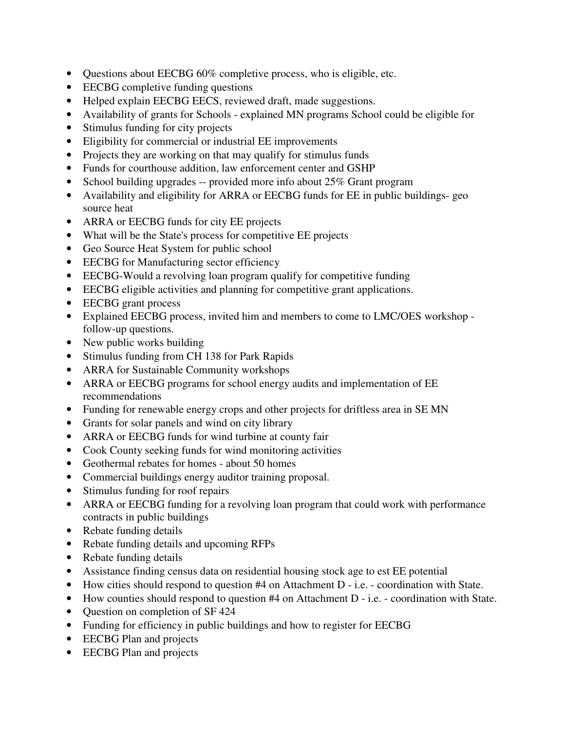- Questions about EECBG 60% completive process, who is eligible, etc.
- EECBG completive funding questions
- Helped explain EECBG EECS, reviewed draft, made suggestions.
- Availability of grants for Schools - explained MN programs School could be eligible for
- Stimulus funding for city projects
- Eligibility for commercial or industrial EE improvements
- Projects they are working on that may qualify for stimulus funds
- Funds for courthouse addition, law enforcement center and GSHP
- School building upgrades -- provided more info about 25% Grant program
- Availability and eligibility for ARRA or EECBG funds for EE in public buildings- geo source heat
- ARRA or EECBG funds for city EE projects
- What will be the State's process for competitive EE projects
- Geo Source Heat System for public school
- EECBG for Manufacturing sector efficiency
- EECBG-Would a revolving loan program qualify for competitive funding
- EECBG eligible activities and planning for competitive grant applications.
- EECBG grant process
- Explained EECBG process, invited him and members to come to LMC/OES workshop - follow-up questions.
- New public works building
- Stimulus funding from CH 138 for Park Rapids
- ARRA for Sustainable Community workshops
- ARRA or EECBG programs for school energy audits and implementation of EE recommendations
- Funding for renewable energy crops and other projects for driftless area in SE MN
- Grants for solar panels and wind on city library
- ARRA or EECBG funds for wind turbine at county fair
- Cook County seeking funds for wind monitoring activities
- Geothermal rebates for homes - about 50 homes
- Commercial buildings energy auditor training proposal.
- Stimulus funding for roof repairs
- ARRA or EECBG funding for a revolving loan program that could work with performance contracts in public buildings
- Rebate funding details
- Rebate funding details and upcoming RFPs
- Rebate funding details
- Assistance finding census data on residential housing stock age to est EE potential
- How cities should respond to question #4 on Attachment D - i.e. - coordination with State.
- How counties should respond to question #4 on Attachment D - i.e. - coordination with State.
- Question on completion of SF 424
- Funding for efficiency in public buildings and how to register for EECBG
- EECBG Plan and projects
- EECBG Plan and projects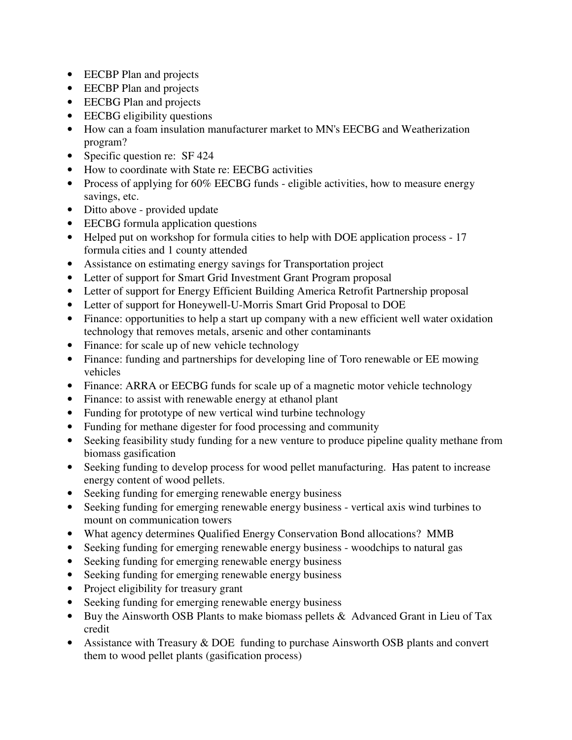- EECBP Plan and projects
- EECBP Plan and projects
- EECBG Plan and projects
- EECBG eligibility questions
- How can a foam insulation manufacturer market to MN's EECBG and Weatherization program?
- Specific question re: SF 424
- How to coordinate with State re: EECBG activities
- Process of applying for 60% EECBG funds - eligible activities, how to measure energy savings, etc.
- Ditto above - provided update
- EECBG formula application questions
- Helped put on workshop for formula cities to help with DOE application process - 17 formula cities and 1 county attended
- Assistance on estimating energy savings for Transportation project
- Letter of support for Smart Grid Investment Grant Program proposal
- Letter of support for Energy Efficient Building America Retrofit Partnership proposal
- Letter of support for Honeywell-U-Morris Smart Grid Proposal to DOE
- Finance: opportunities to help a start up company with a new efficient well water oxidation technology that removes metals, arsenic and other contaminants
- Finance: for scale up of new vehicle technology
- Finance: funding and partnerships for developing line of Toro renewable or EE mowing vehicles
- Finance: ARRA or EECBG funds for scale up of a magnetic motor vehicle technology
- Finance: to assist with renewable energy at ethanol plant
- Funding for prototype of new vertical wind turbine technology
- Funding for methane digester for food processing and community
- Seeking feasibility study funding for a new venture to produce pipeline quality methane from biomass gasification
- Seeking funding to develop process for wood pellet manufacturing. Has patent to increase energy content of wood pellets.
- Seeking funding for emerging renewable energy business
- Seeking funding for emerging renewable energy business - vertical axis wind turbines to mount on communication towers
- What agency determines Qualified Energy Conservation Bond allocations? MMB
- Seeking funding for emerging renewable energy business - woodchips to natural gas
- Seeking funding for emerging renewable energy business
- Seeking funding for emerging renewable energy business
- Project eligibility for treasury grant
- Seeking funding for emerging renewable energy business
- Buy the Ainsworth OSB Plants to make biomass pellets & Advanced Grant in Lieu of Tax credit
- Assistance with Treasury & DOE funding to purchase Ainsworth OSB plants and convert them to wood pellet plants (gasification process)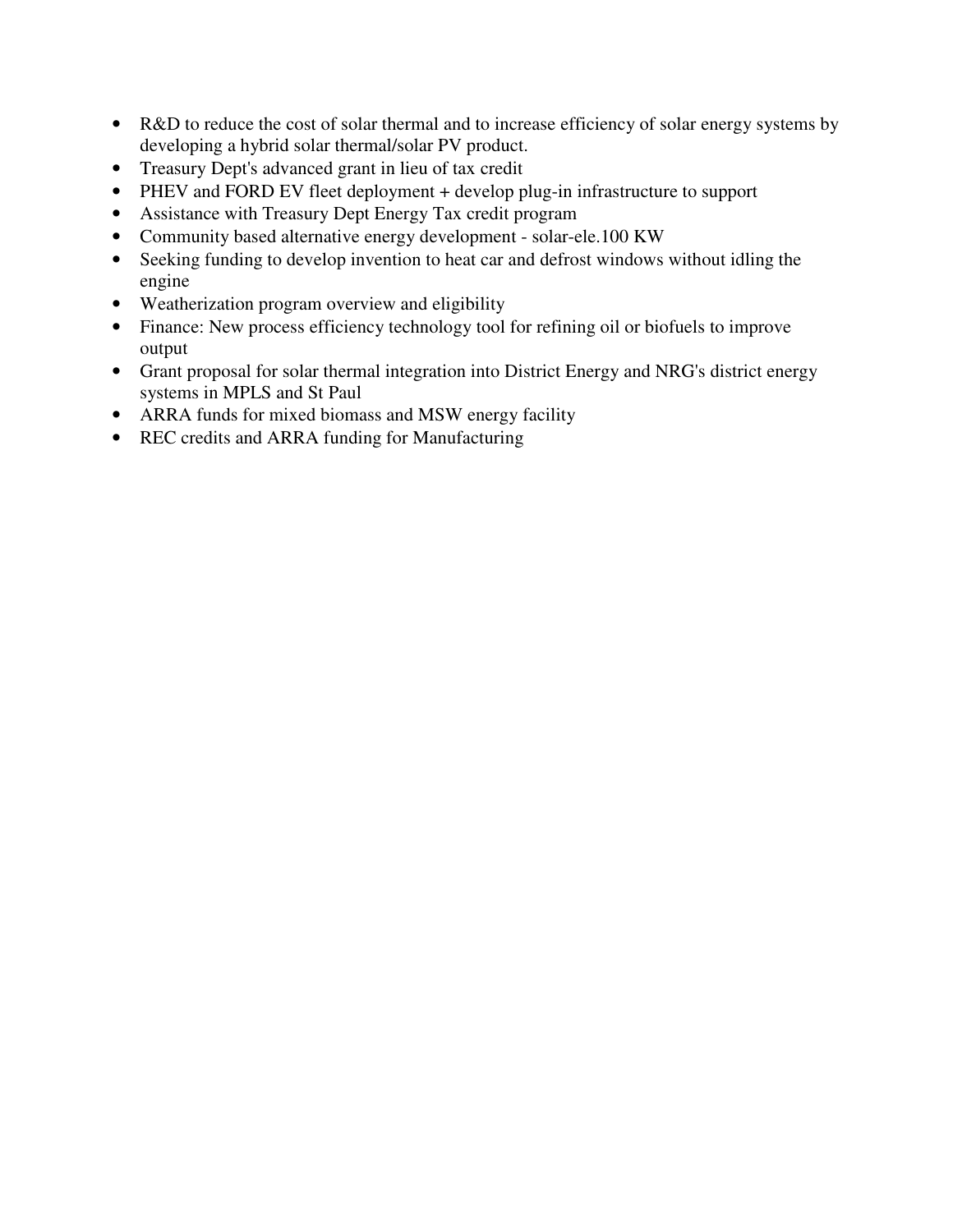- R&D to reduce the cost of solar thermal and to increase efficiency of solar energy systems by developing a hybrid solar thermal/solar PV product.
- Treasury Dept's advanced grant in lieu of tax credit
- PHEV and FORD EV fleet deployment + develop plug-in infrastructure to support
- Assistance with Treasury Dept Energy Tax credit program
- Community based alternative energy development - solar-ele.100 KW
- Seeking funding to develop invention to heat car and defrost windows without idling the engine
- Weatherization program overview and eligibility
- Finance: New process efficiency technology tool for refining oil or biofuels to improve output
- Grant proposal for solar thermal integration into District Energy and NRG's district energy systems in MPLS and St Paul
- ARRA funds for mixed biomass and MSW energy facility
- REC credits and ARRA funding for Manufacturing